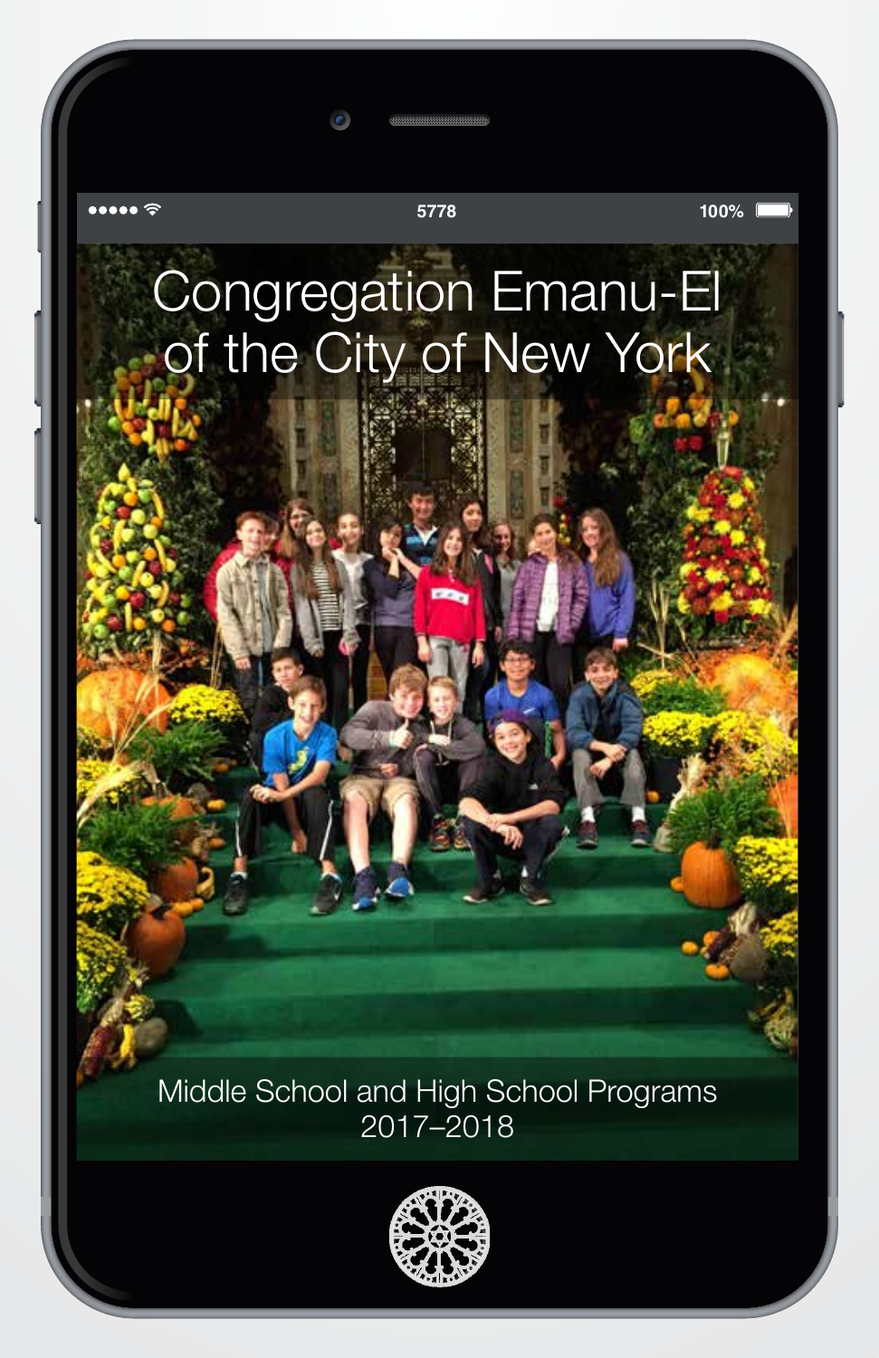5778

# Congregation Emanu-El of the City of New York

Middle School and High School Programs
2017–2018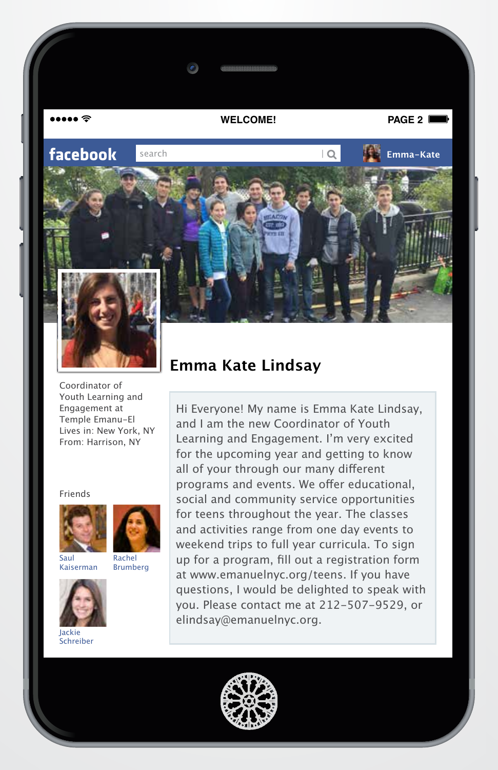WELCOME!

facebook

# Emma Kate Lindsay

Coordinator of Youth Learning and Engagement at Temple Emanu-El
Lives in: New York, NY
From: Harrison, NY

Hi Everyone! My name is Emma Kate Lindsay, and I am the new Coordinator of Youth Learning and Engagement. I'm very excited for the upcoming year and getting to know all of your through our many different programs and events. We offer educational, social and community service opportunities for teens throughout the year. The classes and activities range from one day events to weekend trips to full year curricula. To sign up for a program, fill out a registration form at www.emanuelnyc.org/teens. If you have questions, I would be delighted to speak with you. Please contact me at 212-507-9529, or elindsay@emanuelnyc.org.

Friends

- Saul Kaiserman
- Rachel Brumberg
- Jackie Schreiber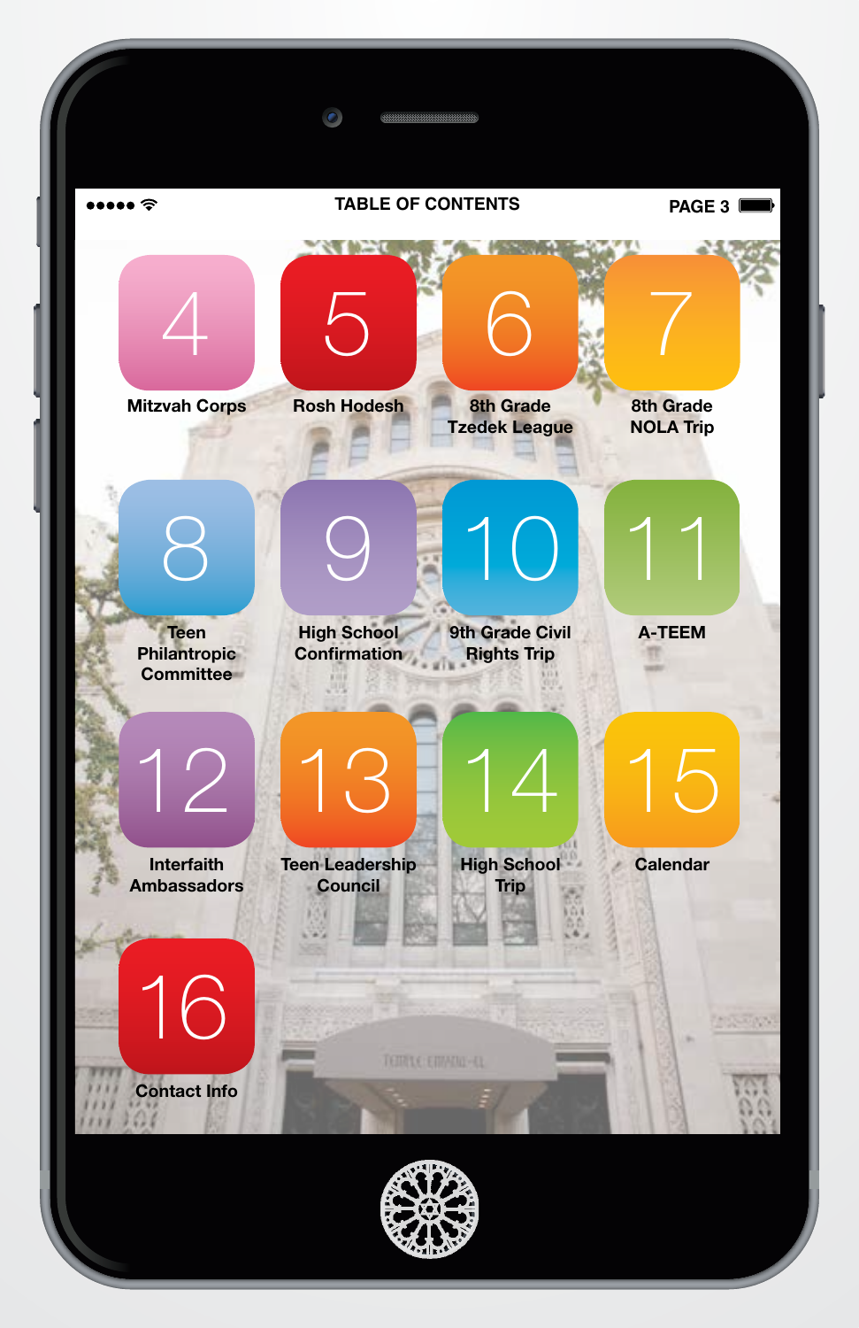# TABLE OF CONTENTS

| Page | Section |
| --- | --- |
| 4 | Mitzvah Corps |
| 5 | Rosh Hodesh |
| 6 | 8th Grade Tzedek League |
| 7 | 8th Grade NOLA Trip |
| 8 | Teen Philantropic Committee |
| 9 | High School Confirmation |
| 10 | 9th Grade Civil Rights Trip |
| 11 | A-TEEM |
| 12 | Interfaith Ambassadors |
| 13 | Teen Leadership Council |
| 14 | High School Trip |
| 15 | Calendar |
| 16 | Contact Info |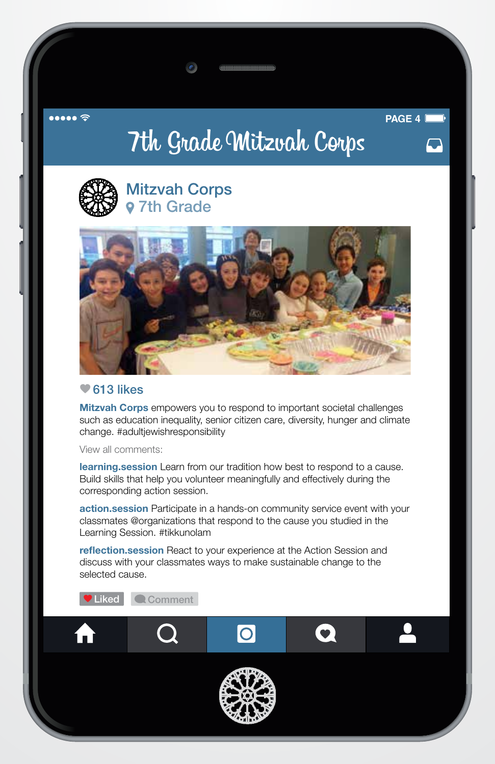# 7th Grade Mitzvah Corps

**Mitzvah Corps**
7th Grade

613 likes

**Mitzvah Corps** empowers you to respond to important societal challenges such as education inequality, senior citizen care, diversity, hunger and climate change. #adultjewishresponsibility

View all comments:

**learning.session** Learn from our tradition how best to respond to a cause. Build skills that help you volunteer meaningfully and effectively during the corresponding action session.

**action.session** Participate in a hands-on community service event with your classmates @organizations that respond to the cause you studied in the Learning Session. #tikkunolam

**reflection.session** React to your experience at the Action Session and discuss with your classmates ways to make sustainable change to the selected cause.

Liked Comment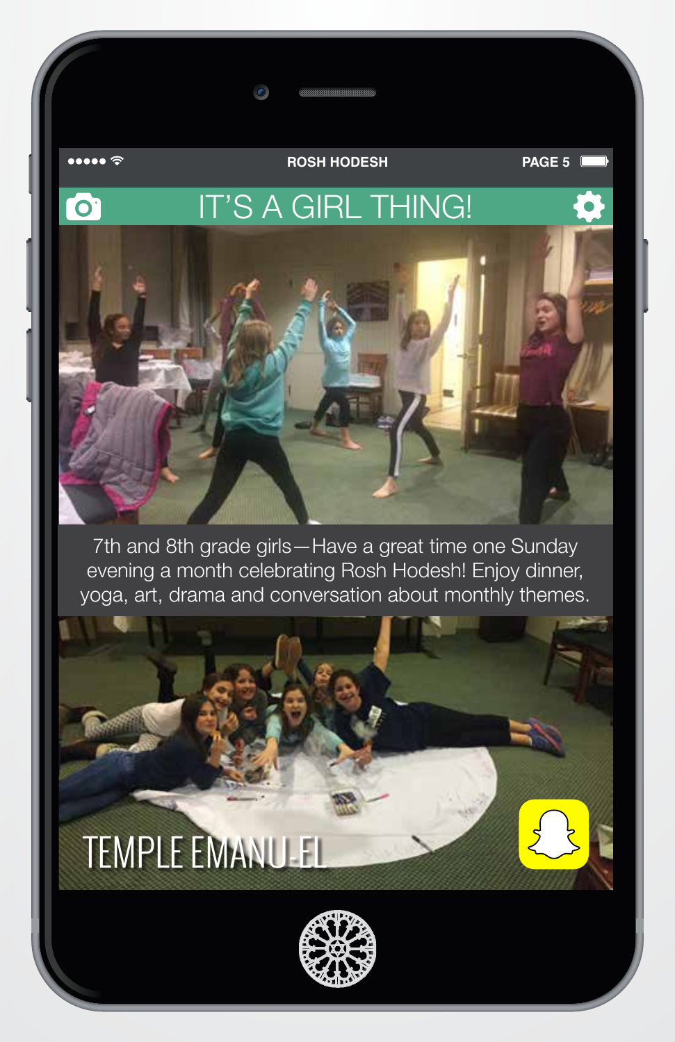ROSH HODESH

# IT'S A GIRL THING!

7th and 8th grade girls—Have a great time one Sunday evening a month celebrating Rosh Hodesh! Enjoy dinner, yoga, art, drama and conversation about monthly themes.

TEMPLE EMANU-EL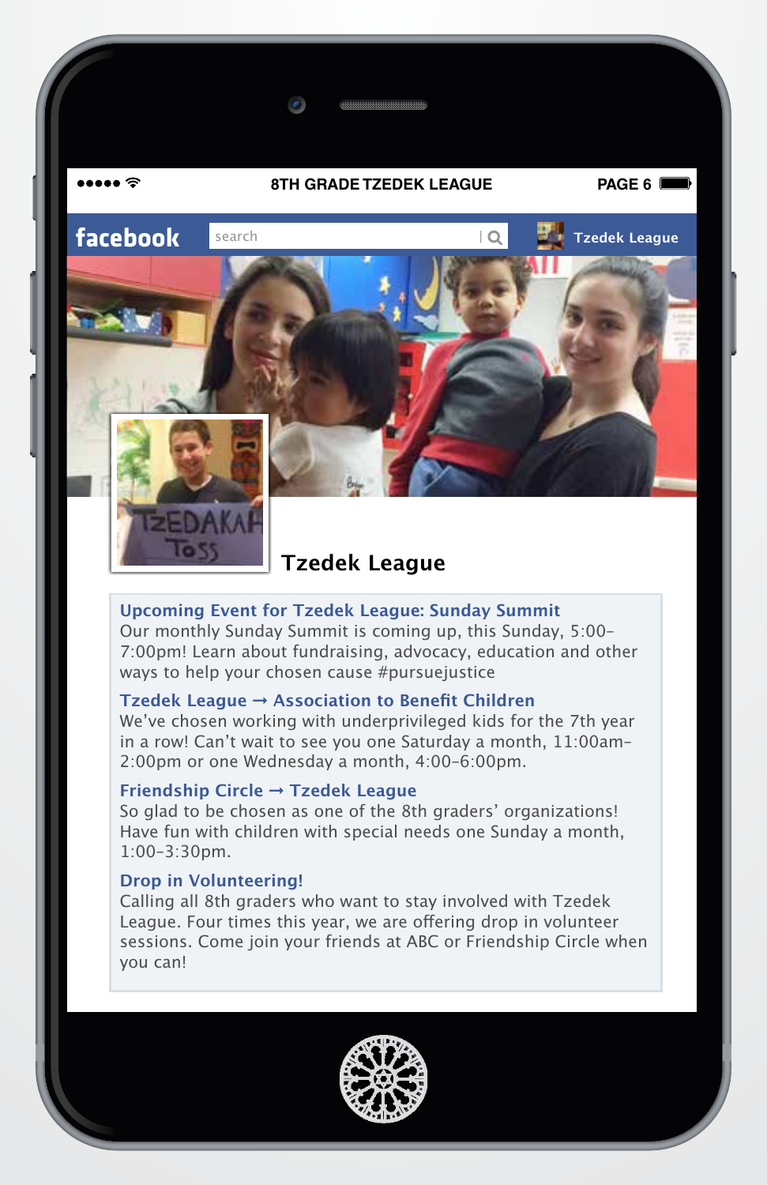# 8TH GRADE TZEDEK LEAGUE

facebook | search | Tzedek League

TZEDAKAH TOSS

## Tzedek League

**Upcoming Event for Tzedek League: Sunday Summit**
Our monthly Sunday Summit is coming up, this Sunday, 5:00–7:00pm! Learn about fundraising, advocacy, education and other ways to help your chosen cause #pursuejustice

**Tzedek League → Association to Benefit Children**
We've chosen working with underprivileged kids for the 7th year in a row! Can't wait to see you one Saturday a month, 11:00am–2:00pm or one Wednesday a month, 4:00-6:00pm.

**Friendship Circle → Tzedek League**
So glad to be chosen as one of the 8th graders' organizations! Have fun with children with special needs one Sunday a month, 1:00-3:30pm.

**Drop in Volunteering!**
Calling all 8th graders who want to stay involved with Tzedek League. Four times this year, we are offering drop in volunteer sessions. Come join your friends at ABC or Friendship Circle when you can!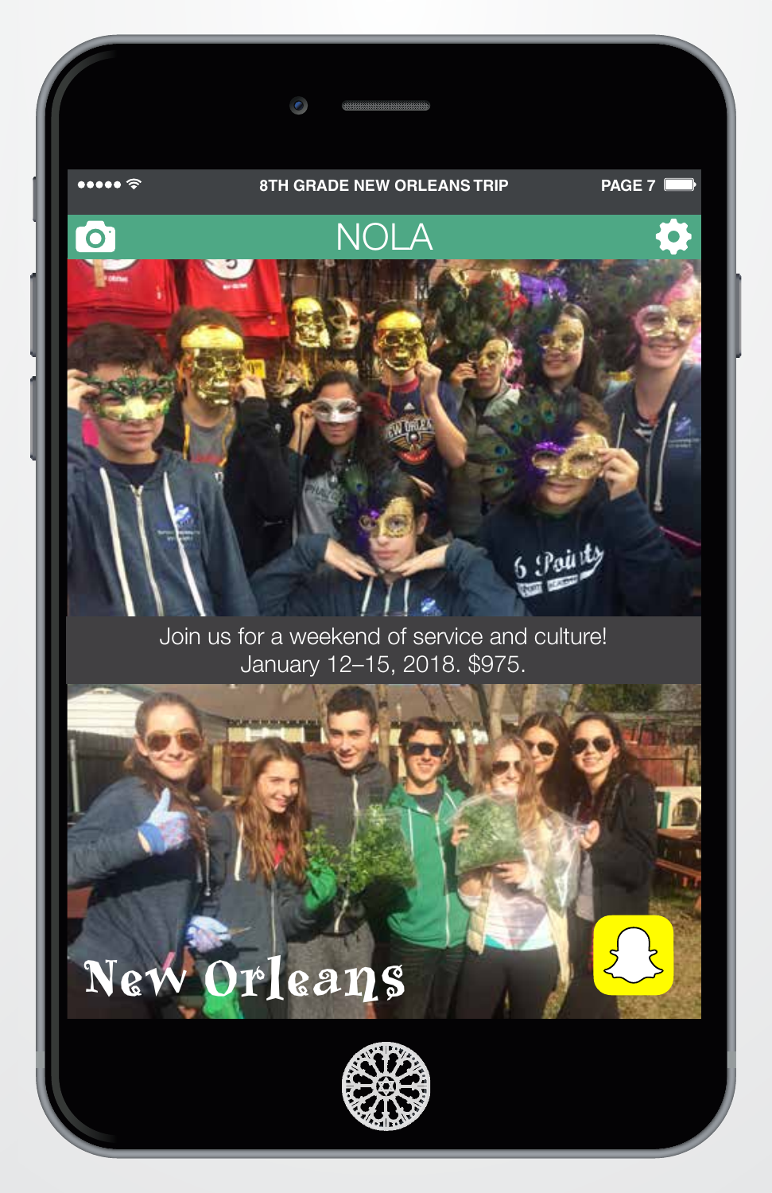8TH GRADE NEW ORLEANS TRIP

# NOLA

Join us for a weekend of service and culture!
January 12–15, 2018. $975.

New Orleans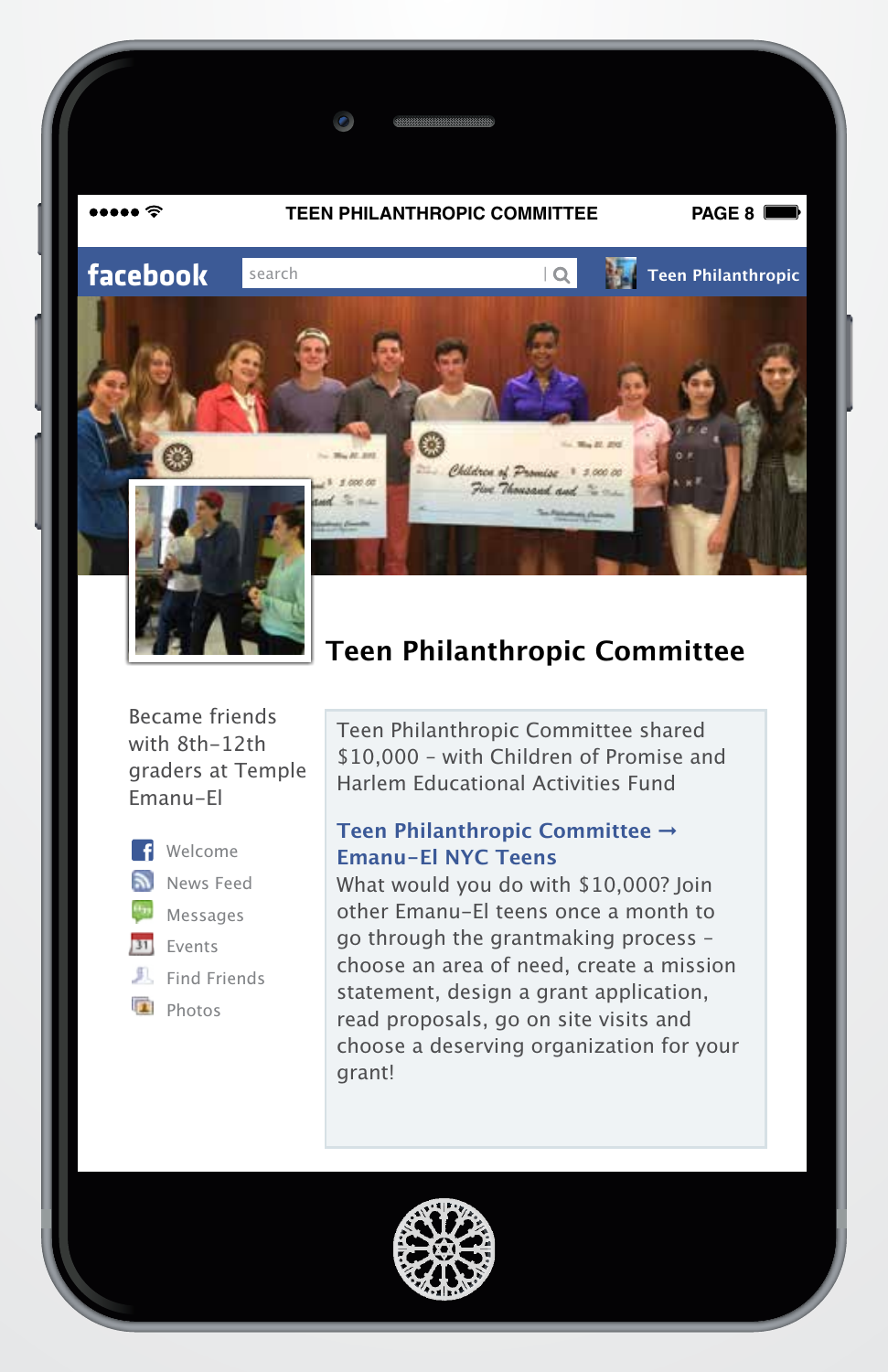TEEN PHILANTHROPIC COMMITTEE

facebook

search

Teen Philanthropic

# Teen Philanthropic Committee

Became friends with 8th–12th graders at Temple Emanu–El

- Welcome
- News Feed
- Messages
- Events
- Find Friends
- Photos

Teen Philanthropic Committee shared $10,000 – with Children of Promise and Harlem Educational Activities Fund

**Teen Philanthropic Committee → Emanu–El NYC Teens**

What would you do with $10,000? Join other Emanu–El teens once a month to go through the grantmaking process – choose an area of need, create a mission statement, design a grant application, read proposals, go on site visits and choose a deserving organization for your grant!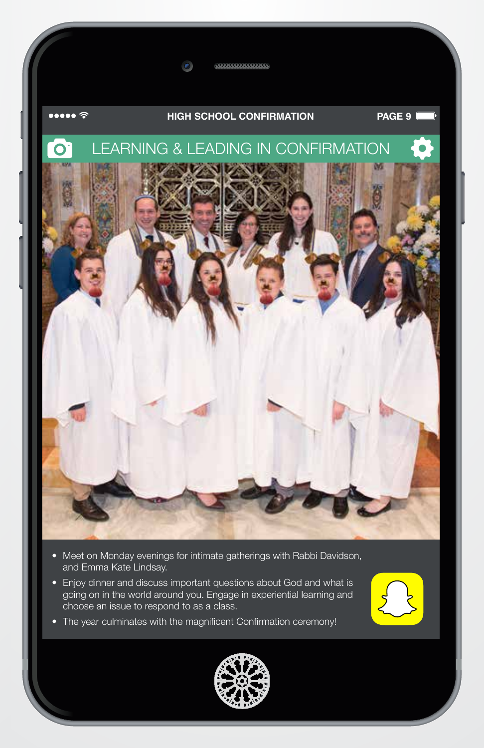HIGH SCHOOL CONFIRMATION

## LEARNING & LEADING IN CONFIRMATION

- Meet on Monday evenings for intimate gatherings with Rabbi Davidson, and Emma Kate Lindsay.
- Enjoy dinner and discuss important questions about God and what is going on in the world around you. Engage in experiential learning and choose an issue to respond to as a class.
- The year culminates with the magnificent Confirmation ceremony!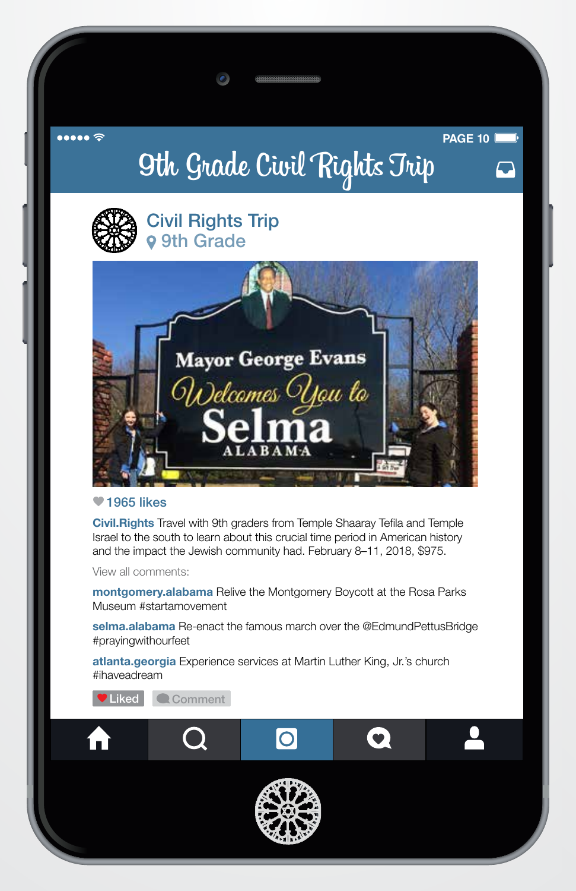# 9th Grade Civil Rights Trip

## Civil Rights Trip
9th Grade

1965 likes

**Civil.Rights** Travel with 9th graders from Temple Shaaray Tefila and Temple Israel to the south to learn about this crucial time period in American history and the impact the Jewish community had. February 8–11, 2018, $975.

View all comments:

**montgomery.alabama** Relive the Montgomery Boycott at the Rosa Parks Museum #startamovement

**selma.alabama** Re-enact the famous march over the @EdmundPettusBridge #prayingwithourfeet

**atlanta.georgia** Experience services at Martin Luther King, Jr.'s church #ihaveadream

Liked Comment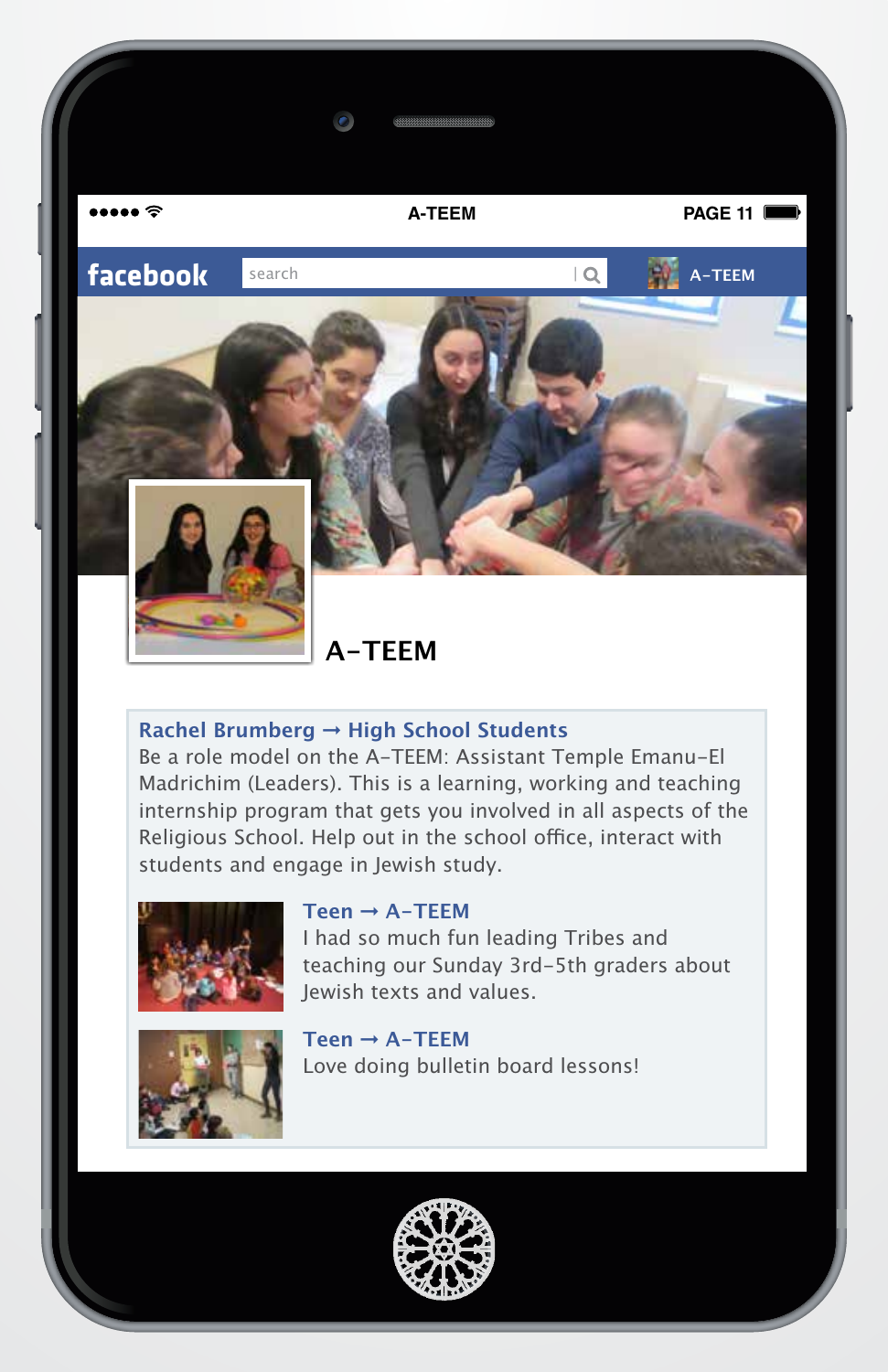# A-TEEM

**Rachel Brumberg → High School Students**

Be a role model on the A-TEEM: Assistant Temple Emanu-El Madrichim (Leaders). This is a learning, working and teaching internship program that gets you involved in all aspects of the Religious School. Help out in the school office, interact with students and engage in Jewish study.

**Teen → A-TEEM**

I had so much fun leading Tribes and teaching our Sunday 3rd-5th graders about Jewish texts and values.

**Teen → A-TEEM**

Love doing bulletin board lessons!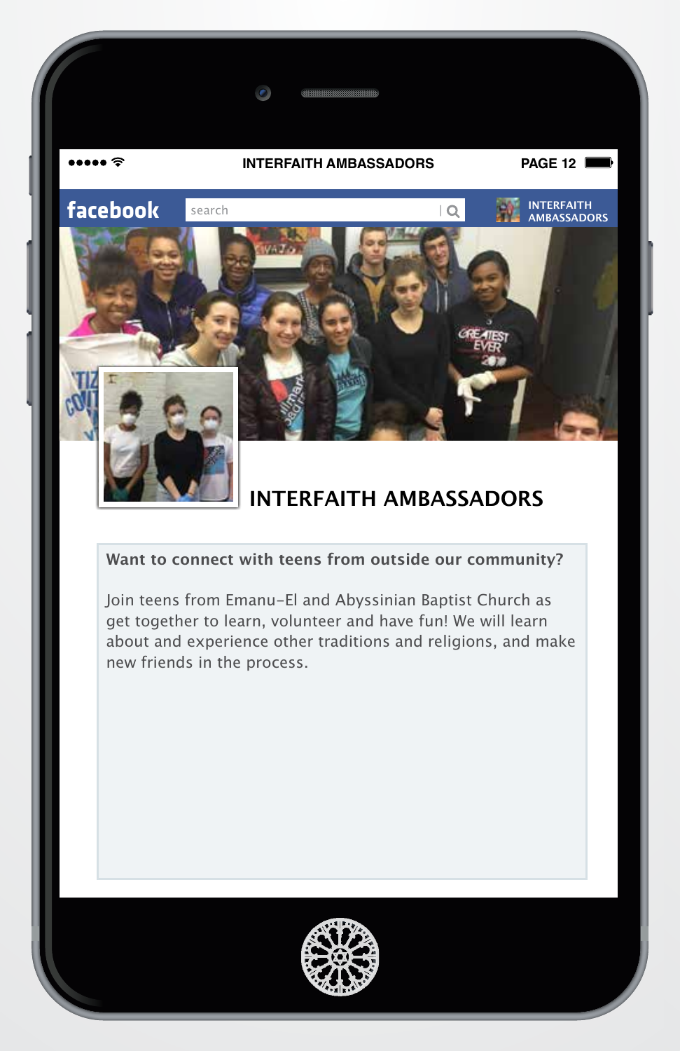# INTERFAITH AMBASSADORS

**Want to connect with teens from outside our community?**

Join teens from Emanu-El and Abyssinian Baptist Church as get together to learn, volunteer and have fun! We will learn about and experience other traditions and religions, and make new friends in the process.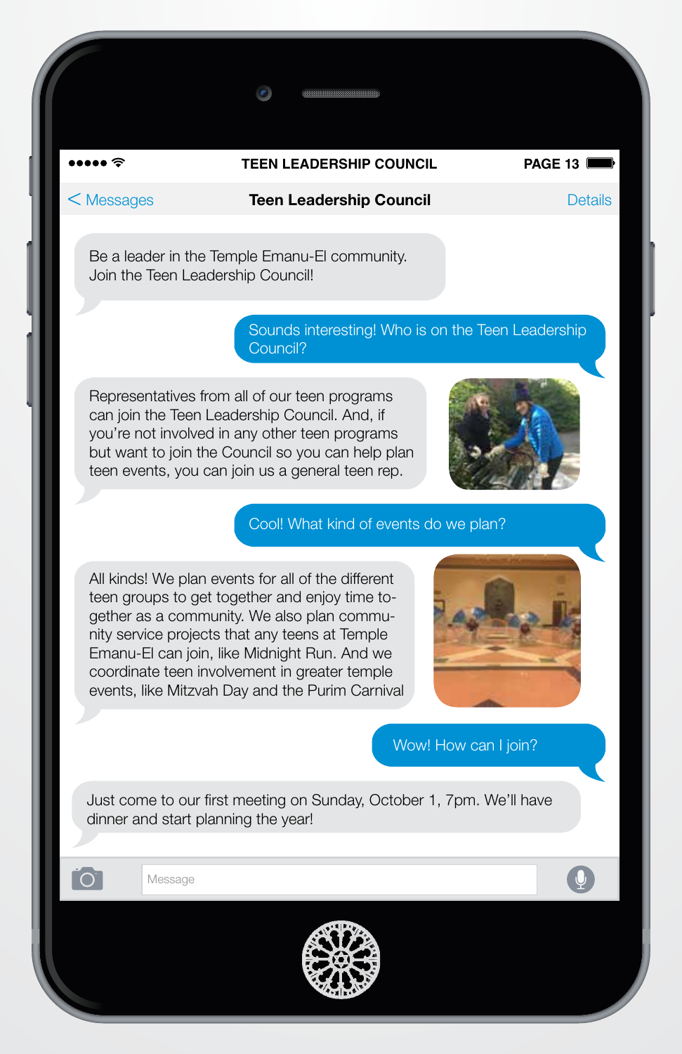# Teen Leadership Council

Be a leader in the Temple Emanu-El community. Join the Teen Leadership Council!

Sounds interesting! Who is on the Teen Leadership Council?

Representatives from all of our teen programs can join the Teen Leadership Council. And, if you're not involved in any other teen programs but want to join the Council so you can help plan teen events, you can join us a general teen rep.

Cool! What kind of events do we plan?

All kinds! We plan events for all of the different teen groups to get together and enjoy time together as a community. We also plan community service projects that any teens at Temple Emanu-El can join, like Midnight Run. And we coordinate teen involvement in greater temple events, like Mitzvah Day and the Purim Carnival

Wow! How can I join?

Just come to our first meeting on Sunday, October 1, 7pm. We'll have dinner and start planning the year!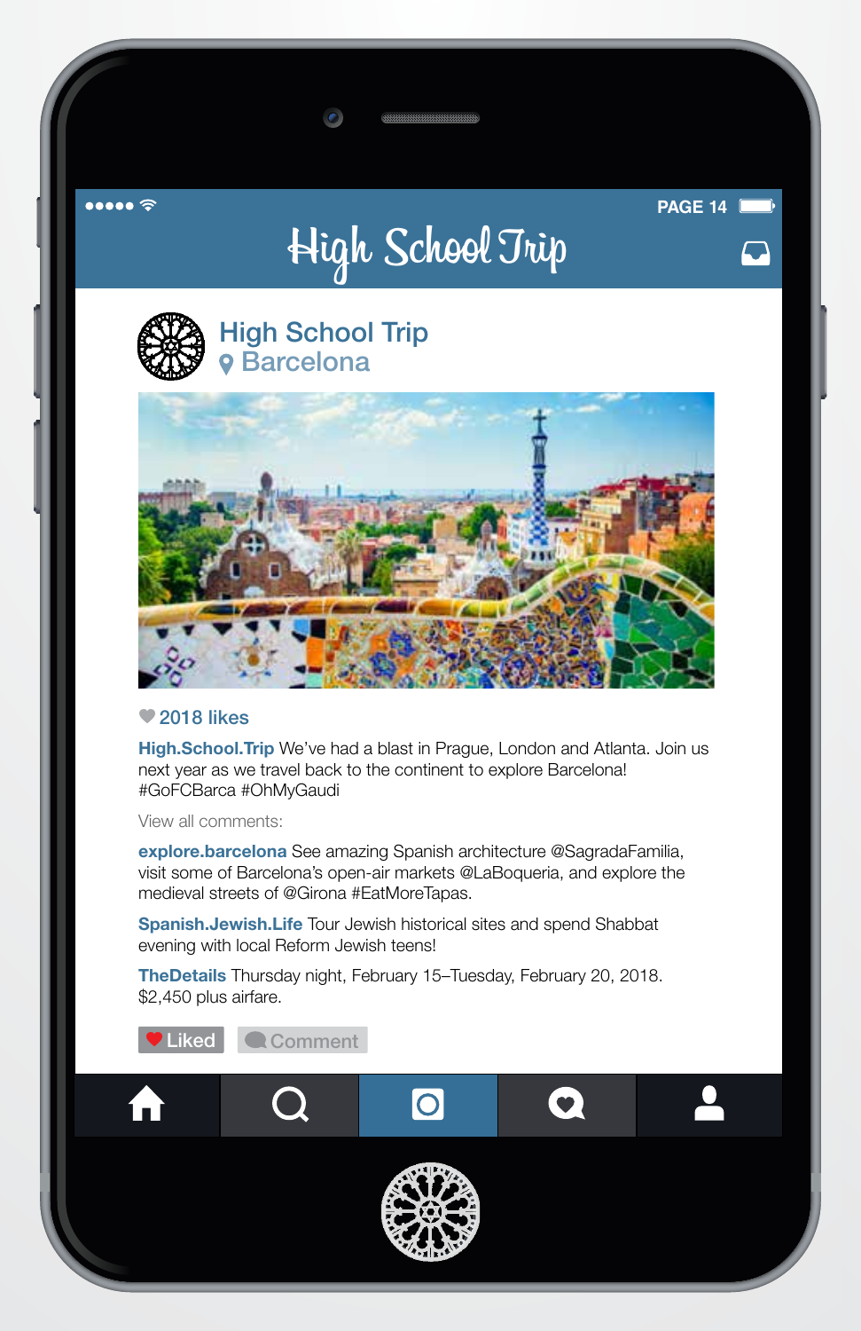# High School Trip

## High School Trip
Barcelona

2018 likes

**High.School.Trip** We've had a blast in Prague, London and Atlanta. Join us next year as we travel back to the continent to explore Barcelona! #GoFCBarca #OhMyGaudi

View all comments:

**explore.barcelona** See amazing Spanish architecture @SagradaFamilia, visit some of Barcelona's open-air markets @LaBoqueria, and explore the medieval streets of @Girona #EatMoreTapas.

**Spanish.Jewish.Life** Tour Jewish historical sites and spend Shabbat evening with local Reform Jewish teens!

**TheDetails** Thursday night, February 15–Tuesday, February 20, 2018. $2,450 plus airfare.

Liked | Comment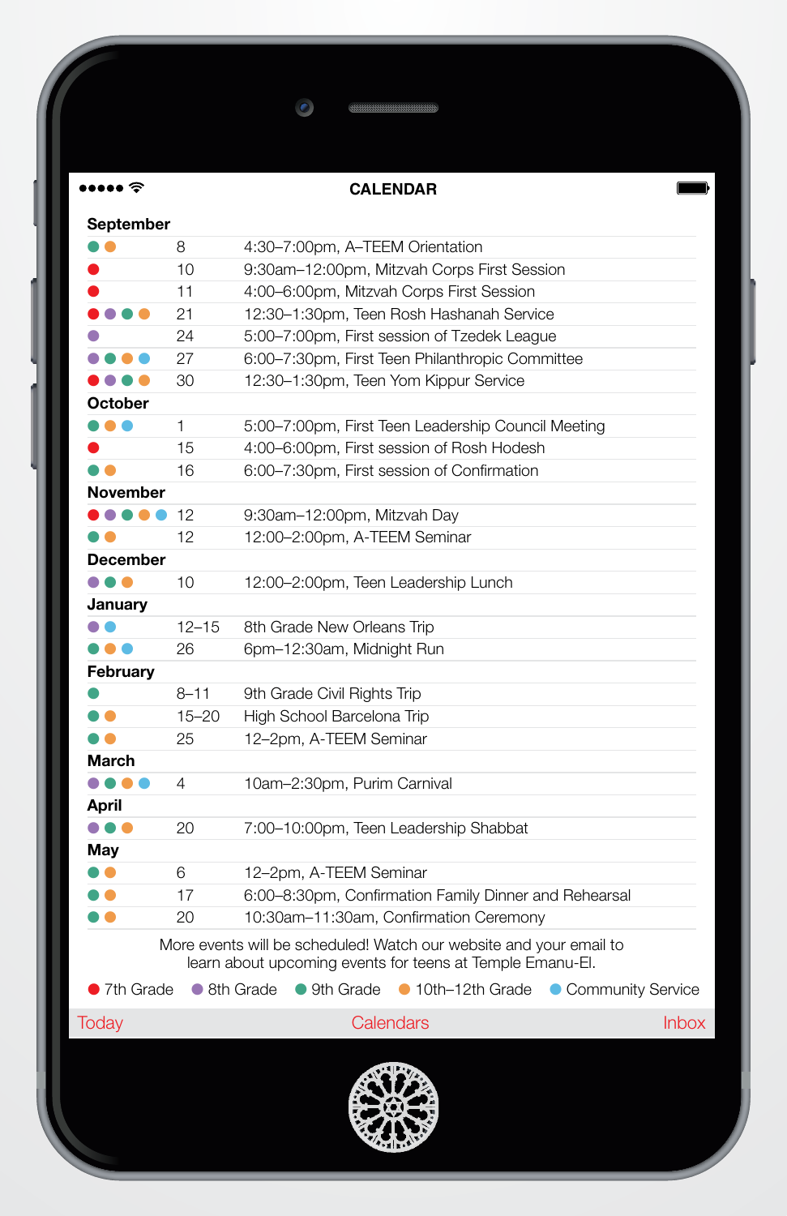# CALENDAR

## September

| Groups | Date | Event |
|---|---|---|
| 9th Grade, 10th–12th Grade | 8 | 4:30–7:00pm, A–TEEM Orientation |
| 7th Grade | 10 | 9:30am–12:00pm, Mitzvah Corps First Session |
| 7th Grade | 11 | 4:00–6:00pm, Mitzvah Corps First Session |
| 7th Grade, 8th Grade, 9th Grade, 10th–12th Grade | 21 | 12:30–1:30pm, Teen Rosh Hashanah Service |
| 8th Grade | 24 | 5:00–7:00pm, First session of Tzedek League |
| 8th Grade, 9th Grade, 10th–12th Grade, Community Service | 27 | 6:00–7:30pm, First Teen Philanthropic Committee |
| 7th Grade, 8th Grade, 9th Grade, 10th–12th Grade | 30 | 12:30–1:30pm, Teen Yom Kippur Service |

## October

| Groups | Date | Event |
|---|---|---|
| 9th Grade, 10th–12th Grade, Community Service | 1 | 5:00–7:00pm, First Teen Leadership Council Meeting |
| 7th Grade | 15 | 4:00–6:00pm, First session of Rosh Hodesh |
| 9th Grade, 10th–12th Grade | 16 | 6:00–7:30pm, First session of Confirmation |

## November

| Groups | Date | Event |
|---|---|---|
| 7th Grade, 8th Grade, 9th Grade, 10th–12th Grade, Community Service | 12 | 9:30am–12:00pm, Mitzvah Day |
| 9th Grade, 10th–12th Grade | 12 | 12:00–2:00pm, A-TEEM Seminar |

## December

| Groups | Date | Event |
|---|---|---|
| 8th Grade, 9th Grade, 10th–12th Grade | 10 | 12:00–2:00pm, Teen Leadership Lunch |

## January

| Groups | Date | Event |
|---|---|---|
| 8th Grade, Community Service | 12–15 | 8th Grade New Orleans Trip |
| 9th Grade, 10th–12th Grade, Community Service | 26 | 6pm–12:30am, Midnight Run |

## February

| Groups | Date | Event |
|---|---|---|
| 9th Grade | 8–11 | 9th Grade Civil Rights Trip |
| 9th Grade, 10th–12th Grade | 15–20 | High School Barcelona Trip |
| 9th Grade, 10th–12th Grade | 25 | 12–2pm, A-TEEM Seminar |

## March

| Groups | Date | Event |
|---|---|---|
| 8th Grade, 9th Grade, 10th–12th Grade, Community Service | 4 | 10am–2:30pm, Purim Carnival |

## April

| Groups | Date | Event |
|---|---|---|
| 8th Grade, 9th Grade, 10th–12th Grade | 20 | 7:00–10:00pm, Teen Leadership Shabbat |

## May

| Groups | Date | Event |
|---|---|---|
| 9th Grade, 10th–12th Grade | 6 | 12–2pm, A-TEEM Seminar |
| 9th Grade, 10th–12th Grade | 17 | 6:00–8:30pm, Confirmation Family Dinner and Rehearsal |
| 9th Grade, 10th–12th Grade | 20 | 10:30am–11:30am, Confirmation Ceremony |

More events will be scheduled! Watch our website and your email to learn about upcoming events for teens at Temple Emanu-El.

7th Grade · 8th Grade · 9th Grade · 10th–12th Grade · Community Service

Today · Calendars · Inbox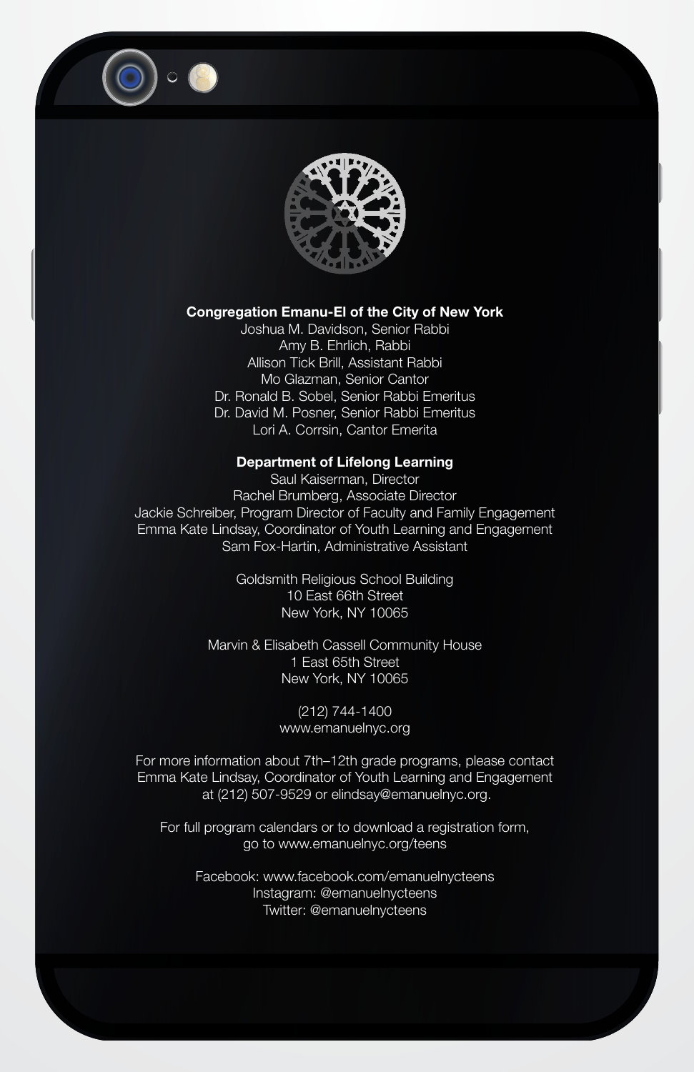**Congregation Emanu-El of the City of New York**

Joshua M. Davidson, Senior Rabbi
Amy B. Ehrlich, Rabbi
Allison Tick Brill, Assistant Rabbi
Mo Glazman, Senior Cantor
Dr. Ronald B. Sobel, Senior Rabbi Emeritus
Dr. David M. Posner, Senior Rabbi Emeritus
Lori A. Corrsin, Cantor Emerita

**Department of Lifelong Learning**

Saul Kaiserman, Director
Rachel Brumberg, Associate Director
Jackie Schreiber, Program Director of Faculty and Family Engagement
Emma Kate Lindsay, Coordinator of Youth Learning and Engagement
Sam Fox-Hartin, Administrative Assistant

Goldsmith Religious School Building
10 East 66th Street
New York, NY 10065

Marvin & Elisabeth Cassell Community House
1 East 65th Street
New York, NY 10065

(212) 744-1400
www.emanuelnyc.org

For more information about 7th–12th grade programs, please contact Emma Kate Lindsay, Coordinator of Youth Learning and Engagement at (212) 507-9529 or elindsay@emanuelnyc.org.

For full program calendars or to download a registration form, go to www.emanuelnyc.org/teens

Facebook: www.facebook.com/emanuelnycteens
Instagram: @emanuelnycteens
Twitter: @emanuelnycteens